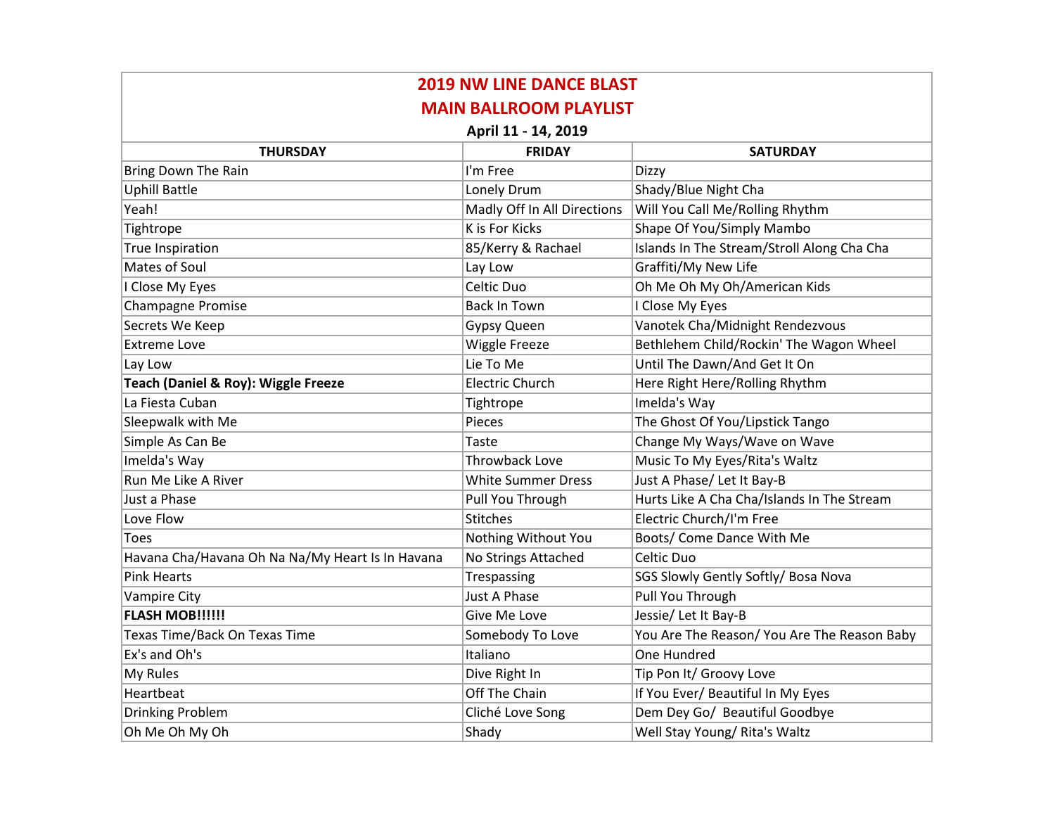## 2019 NW LINE DANCE BLAST

## MAIN BALLROOM PLAYLIST

**April 11 - 14, 2019**

| THURSDAY | FRIDAY | SATURDAY |
|---|---|---|
| Bring Down The Rain | I'm Free | Dizzy |
| Uphill Battle | Lonely Drum | Shady/Blue Night Cha |
| Yeah! | Madly Off In All Directions | Will You Call Me/Rolling Rhythm |
| Tightrope | K is For Kicks | Shape Of You/Simply Mambo |
| True Inspiration | 85/Kerry & Rachael | Islands In The Stream/Stroll Along Cha Cha |
| Mates of Soul | Lay Low | Graffiti/My New Life |
| I Close My Eyes | Celtic Duo | Oh Me Oh My Oh/American Kids |
| Champagne Promise | Back In Town | I Close My Eyes |
| Secrets We Keep | Gypsy Queen | Vanotek Cha/Midnight Rendezvous |
| Extreme Love | Wiggle Freeze | Bethlehem Child/Rockin' The Wagon Wheel |
| Lay Low | Lie To Me | Until The Dawn/And Get It On |
| **Teach (Daniel & Roy): Wiggle Freeze** | Electric Church | Here Right Here/Rolling Rhythm |
| La Fiesta Cuban | Tightrope | Imelda's Way |
| Sleepwalk with Me | Pieces | The Ghost Of You/Lipstick Tango |
| Simple As Can Be | Taste | Change My Ways/Wave on Wave |
| Imelda's Way | Throwback Love | Music To My Eyes/Rita's Waltz |
| Run Me Like A River | White Summer Dress | Just A Phase/ Let It Bay-B |
| Just a Phase | Pull You Through | Hurts Like A Cha Cha/Islands In The Stream |
| Love Flow | Stitches | Electric Church/I'm Free |
| Toes | Nothing Without You | Boots/ Come Dance With Me |
| Havana Cha/Havana Oh Na Na/My Heart Is In Havana | No Strings Attached | Celtic Duo |
| Pink Hearts | Trespassing | SGS Slowly Gently Softly/ Bosa Nova |
| Vampire City | Just A Phase | Pull You Through |
| **FLASH MOB!!!!!!** | Give Me Love | Jessie/ Let It Bay-B |
| Texas Time/Back On Texas Time | Somebody To Love | You Are The Reason/ You Are The Reason Baby |
| Ex's and Oh's | Italiano | One Hundred |
| My Rules | Dive Right In | Tip Pon It/ Groovy Love |
| Heartbeat | Off The Chain | If You Ever/ Beautiful In My Eyes |
| Drinking Problem | Cliché Love Song | Dem Dey Go/ Beautiful Goodbye |
| Oh Me Oh My Oh | Shady | Well Stay Young/ Rita's Waltz |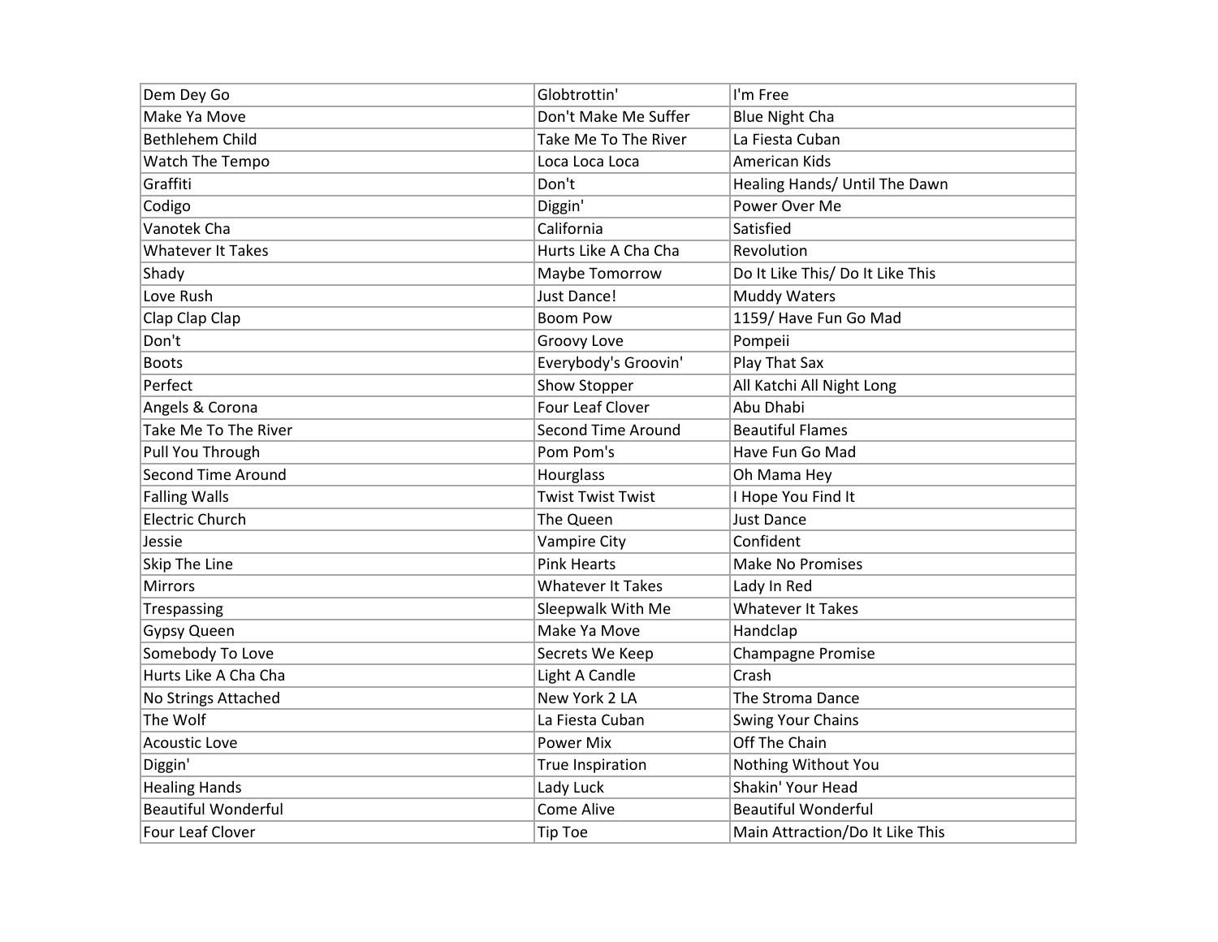| Dem Dey Go | Globtrottin' | I'm Free |
|---|---|---|
| Make Ya Move | Don't Make Me Suffer | Blue Night Cha |
| Bethlehem Child | Take Me To The River | La Fiesta Cuban |
| Watch The Tempo | Loca Loca Loca | American Kids |
| Graffiti | Don't | Healing Hands/ Until The Dawn |
| Codigo | Diggin' | Power Over Me |
| Vanotek Cha | California | Satisfied |
| Whatever It Takes | Hurts Like A Cha Cha | Revolution |
| Shady | Maybe Tomorrow | Do It Like This/ Do It Like This |
| Love Rush | Just Dance! | Muddy Waters |
| Clap Clap Clap | Boom Pow | 1159/ Have Fun Go Mad |
| Don't | Groovy Love | Pompeii |
| Boots | Everybody's Groovin' | Play That Sax |
| Perfect | Show Stopper | All Katchi All Night Long |
| Angels & Corona | Four Leaf Clover | Abu Dhabi |
| Take Me To The River | Second Time Around | Beautiful Flames |
| Pull You Through | Pom Pom's | Have Fun Go Mad |
| Second Time Around | Hourglass | Oh Mama Hey |
| Falling Walls | Twist Twist Twist | I Hope You Find It |
| Electric Church | The Queen | Just Dance |
| Jessie | Vampire City | Confident |
| Skip The Line | Pink Hearts | Make No Promises |
| Mirrors | Whatever It Takes | Lady In Red |
| Trespassing | Sleepwalk With Me | Whatever It Takes |
| Gypsy Queen | Make Ya Move | Handclap |
| Somebody To Love | Secrets We Keep | Champagne Promise |
| Hurts Like A Cha Cha | Light A Candle | Crash |
| No Strings Attached | New York 2 LA | The Stroma Dance |
| The Wolf | La Fiesta Cuban | Swing Your Chains |
| Acoustic Love | Power Mix | Off The Chain |
| Diggin' | True Inspiration | Nothing Without You |
| Healing Hands | Lady Luck | Shakin' Your Head |
| Beautiful Wonderful | Come Alive | Beautiful Wonderful |
| Four Leaf Clover | Tip Toe | Main Attraction/Do It Like This |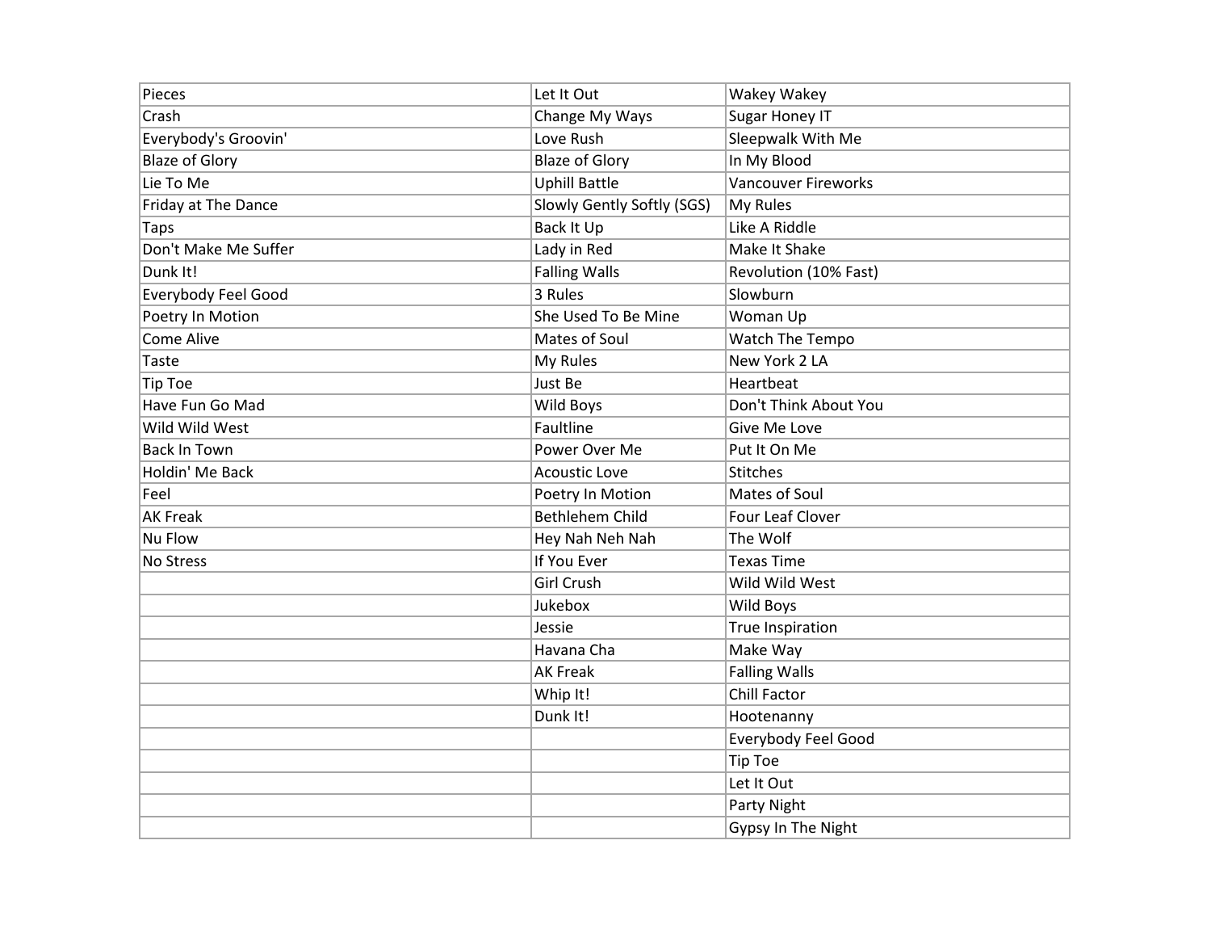| Pieces | Let It Out | Wakey Wakey |
|---|---|---|
| Crash | Change My Ways | Sugar Honey IT |
| Everybody's Groovin' | Love Rush | Sleepwalk With Me |
| Blaze of Glory | Blaze of Glory | In My Blood |
| Lie To Me | Uphill Battle | Vancouver Fireworks |
| Friday at The Dance | Slowly Gently Softly (SGS) | My Rules |
| Taps | Back It Up | Like A Riddle |
| Don't Make Me Suffer | Lady in Red | Make It Shake |
| Dunk It! | Falling Walls | Revolution (10% Fast) |
| Everybody Feel Good | 3 Rules | Slowburn |
| Poetry In Motion | She Used To Be Mine | Woman Up |
| Come Alive | Mates of Soul | Watch The Tempo |
| Taste | My Rules | New York 2 LA |
| Tip Toe | Just Be | Heartbeat |
| Have Fun Go Mad | Wild Boys | Don't Think About You |
| Wild Wild West | Faultline | Give Me Love |
| Back In Town | Power Over Me | Put It On Me |
| Holdin' Me Back | Acoustic Love | Stitches |
| Feel | Poetry In Motion | Mates of Soul |
| AK Freak | Bethlehem Child | Four Leaf Clover |
| Nu Flow | Hey Nah Neh Nah | The Wolf |
| No Stress | If You Ever | Texas Time |
| | Girl Crush | Wild Wild West |
| | Jukebox | Wild Boys |
| | Jessie | True Inspiration |
| | Havana Cha | Make Way |
| | AK Freak | Falling Walls |
| | Whip It! | Chill Factor |
| | Dunk It! | Hootenanny |
| | | Everybody Feel Good |
| | | Tip Toe |
| | | Let It Out |
| | | Party Night |
| | | Gypsy In The Night |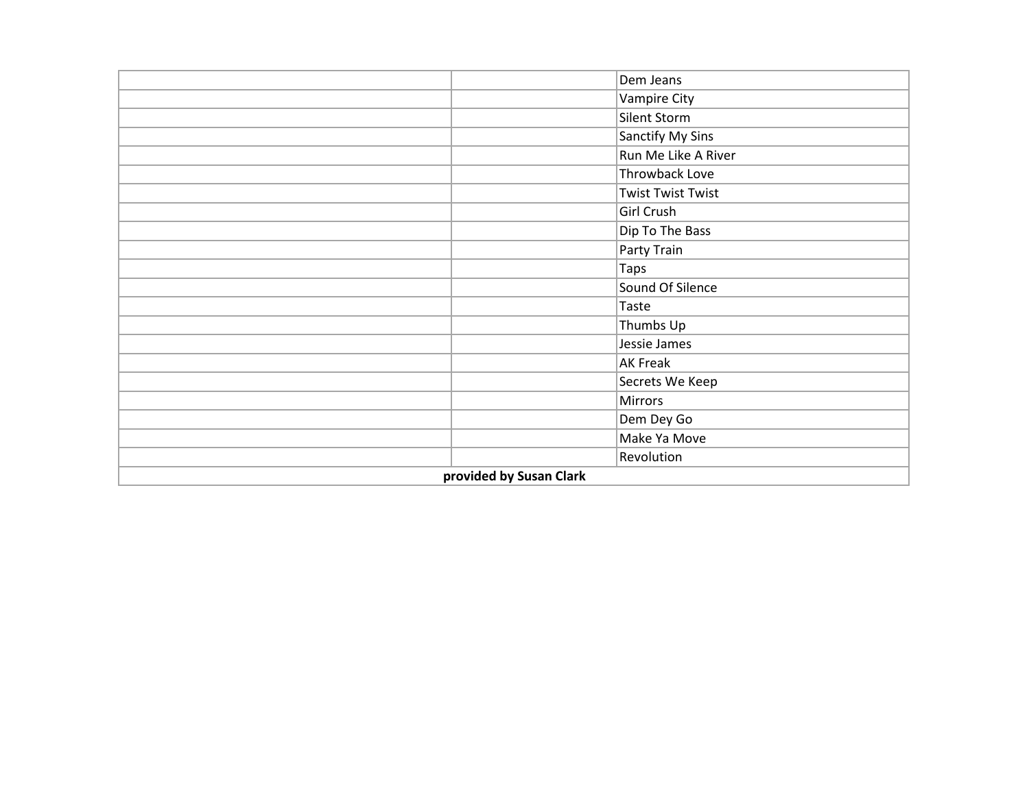| | | |
|---|---|---|
| | | Dem Jeans |
| | | Vampire City |
| | | Silent Storm |
| | | Sanctify My Sins |
| | | Run Me Like A River |
| | | Throwback Love |
| | | Twist Twist Twist |
| | | Girl Crush |
| | | Dip To The Bass |
| | | Party Train |
| | | Taps |
| | | Sound Of Silence |
| | | Taste |
| | | Thumbs Up |
| | | Jessie James |
| | | AK Freak |
| | | Secrets We Keep |
| | | Mirrors |
| | | Dem Dey Go |
| | | Make Ya Move |
| | | Revolution |
| **provided by Susan Clark** | | |